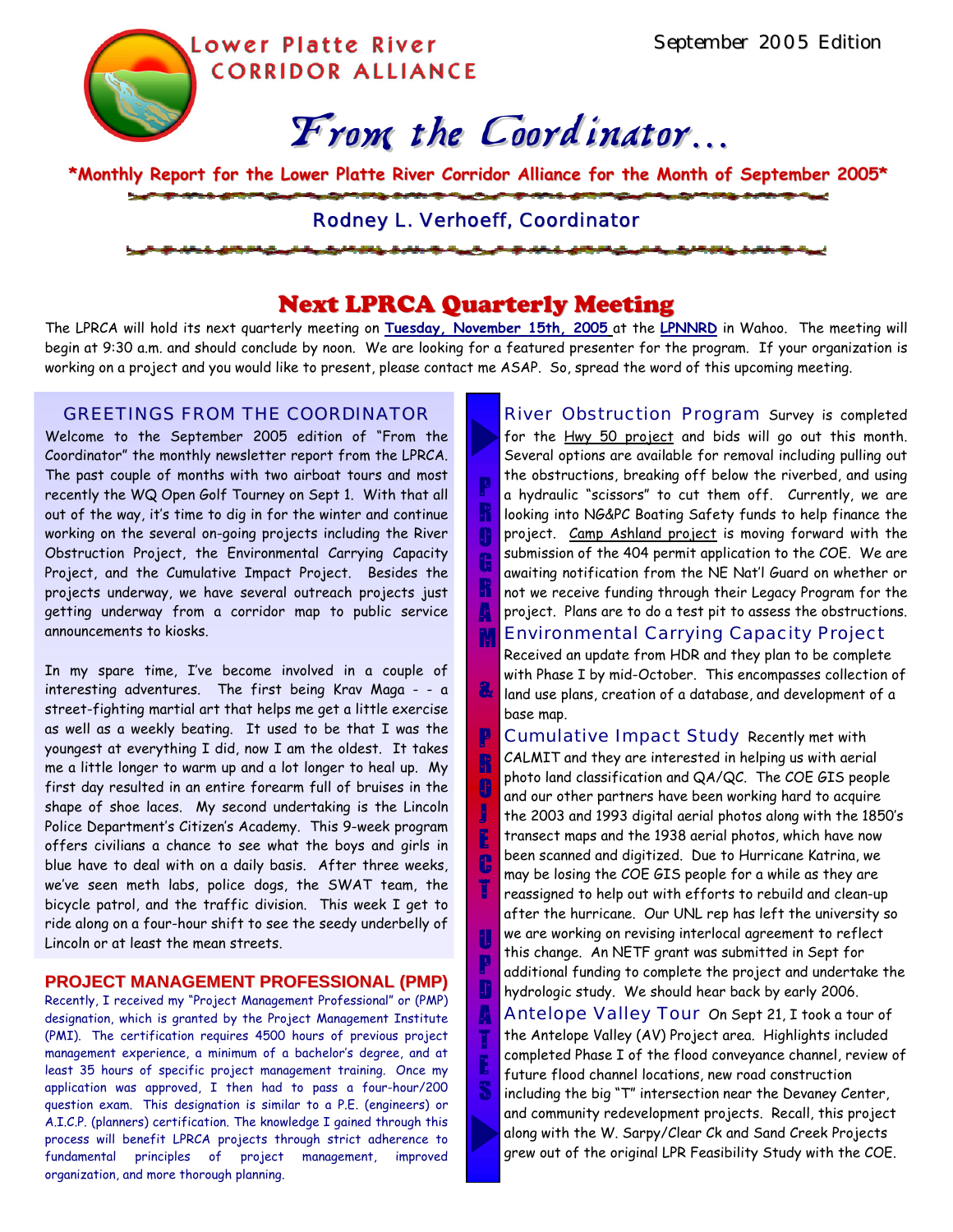Lower Platte River CORRIDOR ALLIANCE

September 2005 Edition

# From the Coordinator…

**\*Monthly Report for the Lower Platte River Corridor Alliance for the Month of September 2005\***

Rodney L. Verhoeff, Coordinator

## Next LPRCA Quarterly Meeting

The LPRCA will hold its next quarterly meeting on **Tuesday, November 15th, 2005** at the **LPNNRD** in Wahoo. The meeting will begin at 9:30 a.m. and should conclude by noon. We are looking for a featured presenter for the program. If your organization is working on a project and you would like to present, please contact me ASAP. So, spread the word of this upcoming meeting.

## GREETINGS FROM THE COORDINATOR

Welcome to the September 2005 edition of "From the Coordinator" the monthly newsletter report from the LPRCA. The past couple of months with two airboat tours and most recently the WQ Open Golf Tourney on Sept 1. With that all out of the way, it's time to dig in for the winter and continue working on the several on-going projects including the River Obstruction Project, the Environmental Carrying Capacity Project, and the Cumulative Impact Project. Besides the projects underway, we have several outreach projects just getting underway from a corridor map to public service announcements to kiosks.

In my spare time, I've become involved in a couple of interesting adventures. The first being Krav Maga - - a street-fighting martial art that helps me get a little exercise as well as a weekly beating. It used to be that I was the youngest at everything I did, now I am the oldest. It takes me a little longer to warm up and a lot longer to heal up. My first day resulted in an entire forearm full of bruises in the shape of shoe laces. My second undertaking is the Lincoln Police Department's Citizen's Academy. This 9-week program offers civilians a chance to see what the boys and girls in blue have to deal with on a daily basis. After three weeks, we've seen meth labs, police dogs, the SWAT team, the bicycle patrol, and the traffic division. This week I get to ride along on a four-hour shift to see the seedy underbelly of Lincoln or at least the mean streets.

## PROJECT MANAGEMENT PROFESSIONAL (PMP)

Recently, I received my "Project Management Professional" or (PMP) designation, which is granted by the Project Management Institute (PMI). The certification requires 4500 hours of previous project management experience, a minimum of a bachelor's degree, and at least 35 hours of specific project management training. Once my application was approved, I then had to pass a four-hour/200 question exam. This designation is similar to a P.E. (engineers) or A.I.C.P. (planners) certification. The knowledge I gained through this process will benefit LPRCA projects through strict adherence to fundamental principles of project management, improved organization, and more thorough planning.

## PROGRAM & PROJECT UPDATES

**River Obstruction Program** Survey is completed for the Hwy 50 project and bids will go out this month. Several options are available for removal including pulling out the obstructions, breaking off below the riverbed, and using a hydraulic "scissors" to cut them off. Currently, we are looking into NG&PC Boating Safety funds to help finance the project. Camp Ashland project is moving forward with the submission of the 404 permit application to the COE. We are awaiting notification from the NE Nat'l Guard on whether or not we receive funding through their Legacy Program for the project. Plans are to do a test pit to assess the obstructions.

**Environmental Carrying Capacity Project** Received an update from HDR and they plan to be complete with Phase I by mid-October. This encompasses collection of land use plans, creation of a database, and development of a base map.

**Cumulative Impact Study** Recently met with CALMIT and they are interested in helping us with aerial photo land classification and QA/QC. The COE GIS people and our other partners have been working hard to acquire the 2003 and 1993 digital aerial photos along with the 1850's transect maps and the 1938 aerial photos, which have now been scanned and digitized. Due to Hurricane Katrina, we may be losing the COE GIS people for a while as they are reassigned to help out with efforts to rebuild and clean-up after the hurricane. Our UNL rep has left the university so we are working on revising interlocal agreement to reflect this change. An NETF grant was submitted in Sept for additional funding to complete the project and undertake the hydrologic study. We should hear back by early 2006.

**Antelope Valley Tour** On Sept 21, I took a tour of the Antelope Valley (AV) Project area. Highlights included completed Phase I of the flood conveyance channel, review of future flood channel locations, new road construction including the big "T" intersection near the Devaney Center, and community redevelopment projects. Recall, this project along with the W. Sarpy/Clear Ck and Sand Creek Projects grew out of the original LPR Feasibility Study with the COE.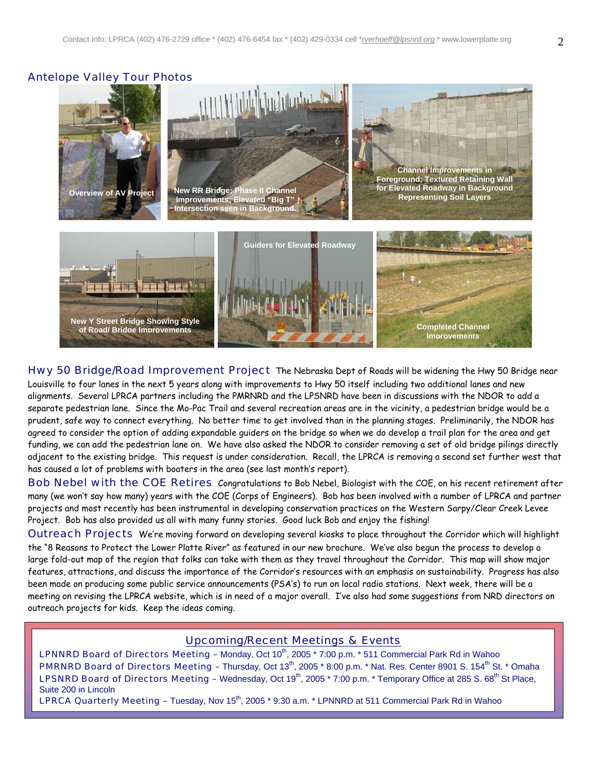## Antelope Valley Tour Photos

Overview of AV Project

New RR Bridge; Phase II Channel Improvements; Elevated "Big T" Intersection seen in Background.

Channel Improvements in Foreground; Textured Retaining Wall for Elevated Roadway in Background Representing Soil Layers

New Y Street Bridge Showing Style of Road/ Bridge Improvements

Guiders for Elevated Roadway

Completed Channel Improvements

**Hwy 50 Bridge/Road Improvement Project** The Nebraska Dept of Roads will be widening the Hwy 50 Bridge near Louisville to four lanes in the next 5 years along with improvements to Hwy 50 itself including two additional lanes and new alignments. Several LPRCA partners including the PMRNRD and the LPSNRD have been in discussions with the NDOR to add a separate pedestrian lane. Since the Mo-Pac Trail and several recreation areas are in the vicinity, a pedestrian bridge would be a prudent, safe way to connect everything. No better time to get involved than in the planning stages. Preliminarily, the NDOR has agreed to consider the option of adding expandable guiders on the bridge so when we do develop a trail plan for the area and get funding, we can add the pedestrian lane on. We have also asked the NDOR to consider removing a set of old bridge pilings directly adjacent to the existing bridge. This request is under consideration. Recall, the LPRCA is removing a second set further west that has caused a lot of problems with boaters in the area (see last month's report).

**Bob Nebel with the COE Retires** Congratulations to Bob Nebel, Biologist with the COE, on his recent retirement after many (we won't say how many) years with the COE (Corps of Engineers). Bob has been involved with a number of LPRCA and partner projects and most recently has been instrumental in developing conservation practices on the Western Sarpy/Clear Creek Levee Project. Bob has also provided us all with many funny stories. Good luck Bob and enjoy the fishing!

**Outreach Projects** We're moving forward on developing several kiosks to place throughout the Corridor which will highlight the "8 Reasons to Protect the Lower Platte River" as featured in our new brochure. We've also begun the process to develop a large fold-out map of the region that folks can take with them as they travel throughout the Corridor. This map will show major features, attractions, and discuss the importance of the Corridor's resources with an emphasis on sustainability. Progress has also been made on producing some public service announcements (PSA's) to run on local radio stations. Next week, there will be a meeting on revising the LPRCA website, which is in need of a major overall. I've also had some suggestions from NRD directors on outreach projects for kids. Keep the ideas coming.

## Upcoming/Recent Meetings & Events

LPNNRD Board of Directors Meeting – Monday, Oct 10th, 2005 * 7:00 p.m. * 511 Commercial Park Rd in Wahoo

PMRNRD Board of Directors Meeting – Thursday, Oct 13th, 2005 * 8:00 p.m. * Nat. Res. Center 8901 S. 154th St. * Omaha

LPSNRD Board of Directors Meeting – Wednesday, Oct 19th, 2005 * 7:00 p.m. * Temporary Office at 285 S. 68th St Place, Suite 200 in Lincoln

LPRCA Quarterly Meeting – Tuesday, Nov 15th, 2005 * 9:30 a.m. * LPNNRD at 511 Commercial Park Rd in Wahoo